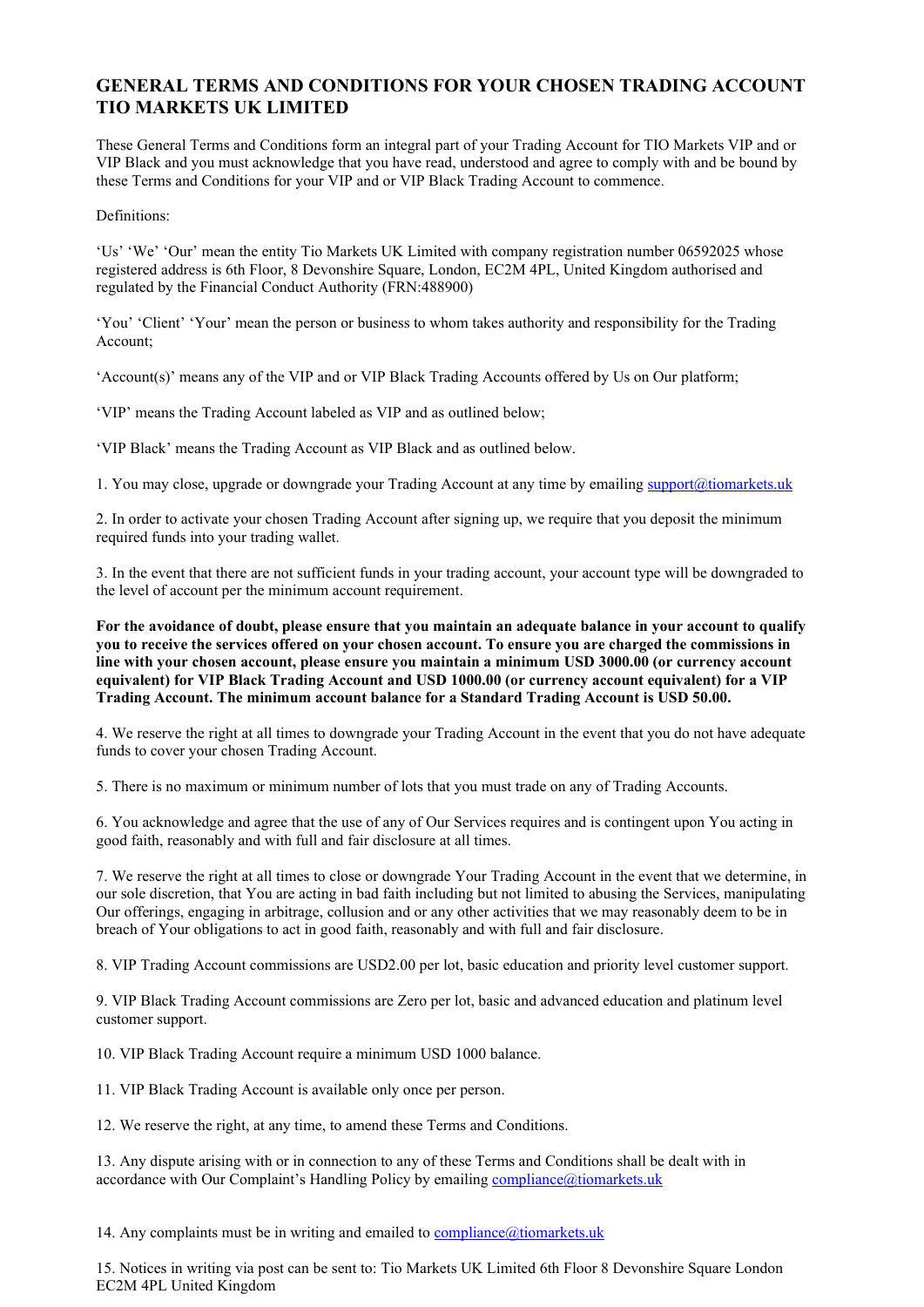# GENERAL TERMS AND CONDITIONS FOR YOUR CHOSEN TRADING ACCOUNT TIO MARKETS UK LIMITED

These General Terms and Conditions form an integral part of your Trading Account for TIO Markets VIP and or VIP Black and you must acknowledge that you have read, understood and agree to comply with and be bound by these Terms and Conditions for your VIP and or VIP Black Trading Account to commence.

Definitions:

'Us' 'We' 'Our' mean the entity Tio Markets UK Limited with company registration number 06592025 whose registered address is 6th Floor, 8 Devonshire Square, London, EC2M 4PL, United Kingdom authorised and regulated by the Financial Conduct Authority (FRN:488900)

'You' 'Client' 'Your' mean the person or business to whom takes authority and responsibility for the Trading Account;

'Account(s)' means any of the VIP and or VIP Black Trading Accounts offered by Us on Our platform;

'VIP' means the Trading Account labeled as VIP and as outlined below;

'VIP Black' means the Trading Account as VIP Black and as outlined below.

1. You may close, upgrade or downgrade your Trading Account at any time by emailing support@tiomarkets.uk

2. In order to activate your chosen Trading Account after signing up, we require that you deposit the minimum required funds into your trading wallet.

3. In the event that there are not sufficient funds in your trading account, your account type will be downgraded to the level of account per the minimum account requirement.

**For the avoidance of doubt, please ensure that you maintain an adequate balance in your account to qualify you to receive the services offered on your chosen account. To ensure you are charged the commissions in line with your chosen account, please ensure you maintain a minimum USD 3000.00 (or currency account equivalent) for VIP Black Trading Account and USD 1000.00 (or currency account equivalent) for a VIP Trading Account. The minimum account balance for a Standard Trading Account is USD 50.00.**

4. We reserve the right at all times to downgrade your Trading Account in the event that you do not have adequate funds to cover your chosen Trading Account.

5. There is no maximum or minimum number of lots that you must trade on any of Trading Accounts.

6. You acknowledge and agree that the use of any of Our Services requires and is contingent upon You acting in good faith, reasonably and with full and fair disclosure at all times.

7. We reserve the right at all times to close or downgrade Your Trading Account in the event that we determine, in our sole discretion, that You are acting in bad faith including but not limited to abusing the Services, manipulating Our offerings, engaging in arbitrage, collusion and or any other activities that we may reasonably deem to be in breach of Your obligations to act in good faith, reasonably and with full and fair disclosure.

8. VIP Trading Account commissions are USD2.00 per lot, basic education and priority level customer support.

9. VIP Black Trading Account commissions are Zero per lot, basic and advanced education and platinum level customer support.

10. VIP Black Trading Account require a minimum USD 1000 balance.

11. VIP Black Trading Account is available only once per person.

12. We reserve the right, at any time, to amend these Terms and Conditions.

13. Any dispute arising with or in connection to any of these Terms and Conditions shall be dealt with in accordance with Our Complaint's Handling Policy by emailing compliance@tiomarkets.uk

14. Any complaints must be in writing and emailed to compliance@tiomarkets.uk

15. Notices in writing via post can be sent to: Tio Markets UK Limited 6th Floor 8 Devonshire Square London EC2M 4PL United Kingdom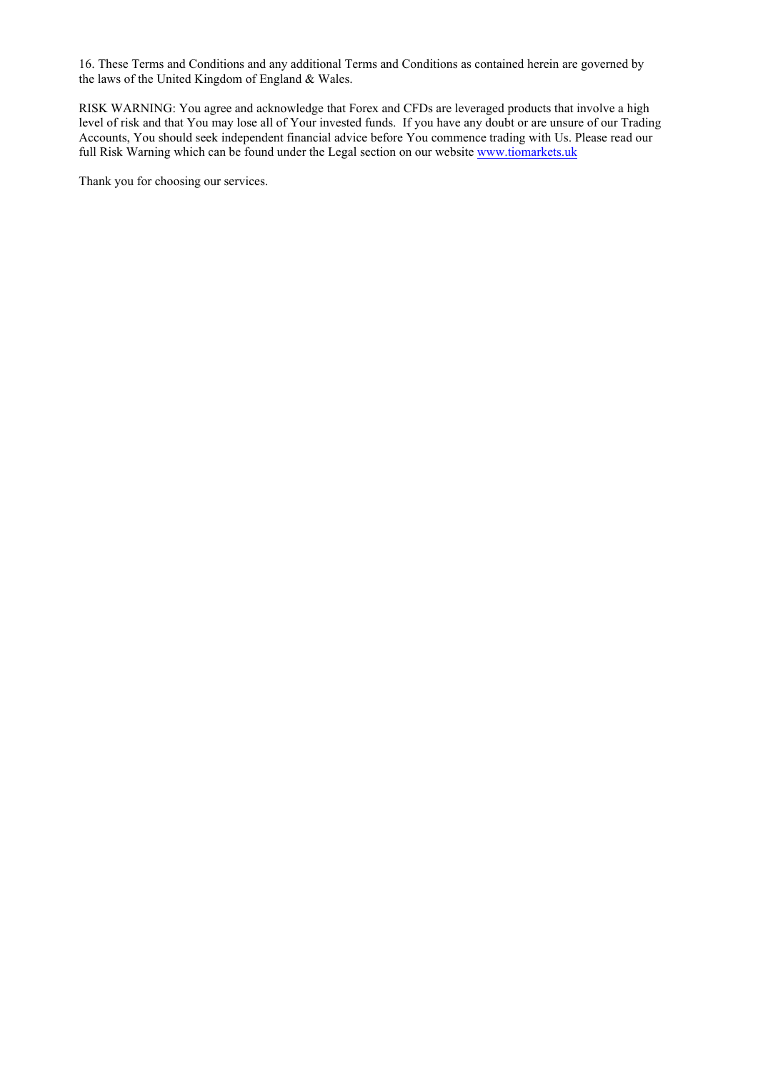16. These Terms and Conditions and any additional Terms and Conditions as contained herein are governed by the laws of the United Kingdom of England & Wales.

RISK WARNING: You agree and acknowledge that Forex and CFDs are leveraged products that involve a high level of risk and that You may lose all of Your invested funds. If you have any doubt or are unsure of our Trading Accounts, You should seek independent financial advice before You commence trading with Us. Please read our full Risk Warning which can be found under the Legal section on our website [www.tiomarkets.uk](http://www.tiomarkets.uk)

Thank you for choosing our services.